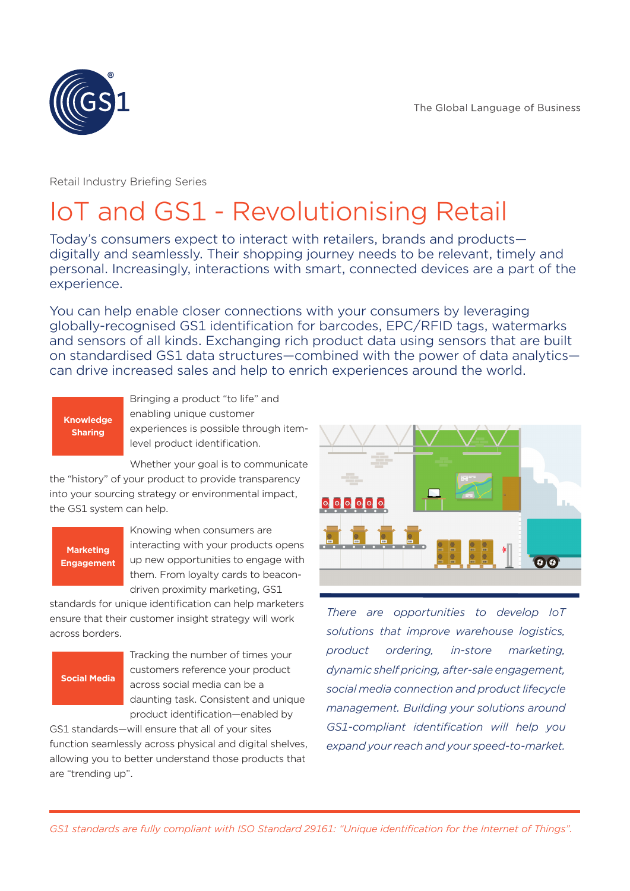The Global Language of Business

Retail Industry Briefing Series

# IoT and GS1 - Revolutionising Retail

Today's consumers expect to interact with retailers, brands and products—digitally and seamlessly. Their shopping journey needs to be relevant, timely and personal. Increasingly, interactions with smart, connected devices are a part of the experience.

You can help enable closer connections with your consumers by leveraging globally-recognised GS1 identification for barcodes, EPC/RFID tags, watermarks and sensors of all kinds. Exchanging rich product data using sensors that are built on standardised GS1 data structures—combined with the power of data analytics—can drive increased sales and help to enrich experiences around the world.

**Knowledge Sharing**

Bringing a product "to life" and enabling unique customer experiences is possible through item-level product identification.

Whether your goal is to communicate the "history" of your product to provide transparency into your sourcing strategy or environmental impact, the GS1 system can help.

**Marketing Engagement**

Knowing when consumers are interacting with your products opens up new opportunities to engage with them. From loyalty cards to beacon-driven proximity marketing, GS1 standards for unique identification can help marketers ensure that their customer insight strategy will work across borders.

**Social Media**

Tracking the number of times your customers reference your product across social media can be a daunting task. Consistent and unique product identification—enabled by GS1 standards—will ensure that all of your sites function seamlessly across physical and digital shelves, allowing you to better understand those products that are "trending up".

*There are opportunities to develop IoT solutions that improve warehouse logistics, product ordering, in-store marketing, dynamic shelf pricing, after-sale engagement, social media connection and product lifecycle management. Building your solutions around GS1-compliant identification will help you expand your reach and your speed-to-market.*

*GS1 standards are fully compliant with ISO Standard 29161: "Unique identification for the Internet of Things".*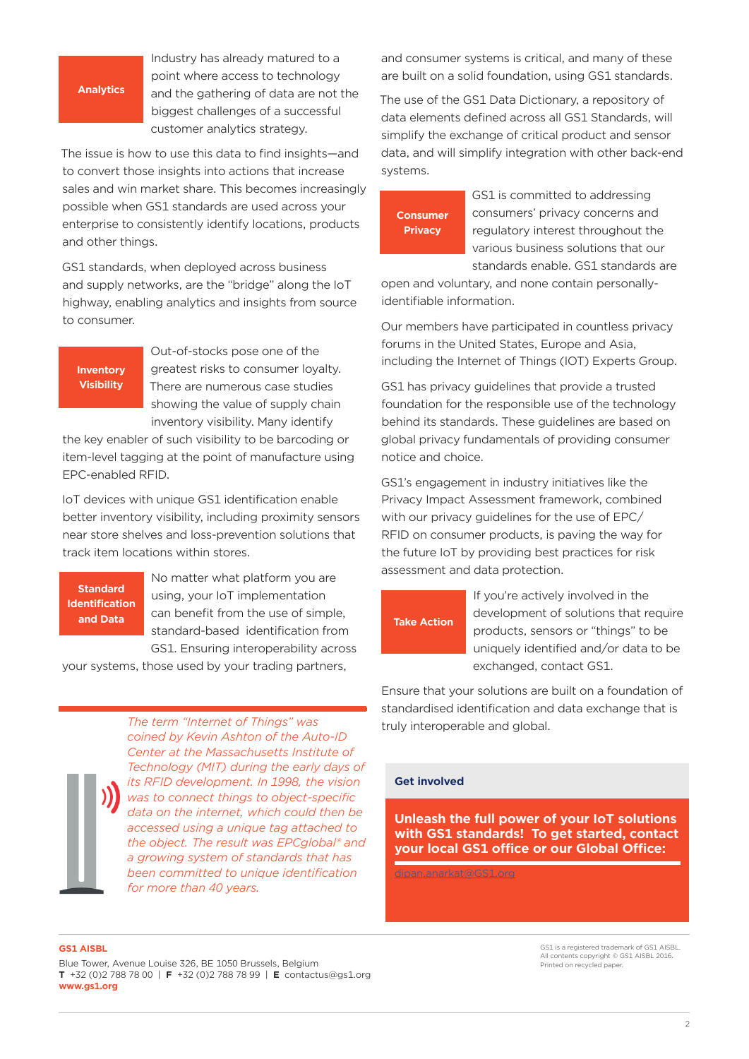## Analytics

Industry has already matured to a point where access to technology and the gathering of data are not the biggest challenges of a successful customer analytics strategy.

The issue is how to use this data to find insights—and to convert those insights into actions that increase sales and win market share. This becomes increasingly possible when GS1 standards are used across your enterprise to consistently identify locations, products and other things.

GS1 standards, when deployed across business and supply networks, are the "bridge" along the IoT highway, enabling analytics and insights from source to consumer.

## Inventory Visibility

Out-of-stocks pose one of the greatest risks to consumer loyalty. There are numerous case studies showing the value of supply chain inventory visibility. Many identify the key enabler of such visibility to be barcoding or item-level tagging at the point of manufacture using EPC-enabled RFID.

IoT devices with unique GS1 identification enable better inventory visibility, including proximity sensors near store shelves and loss-prevention solutions that track item locations within stores.

## Standard Identification and Data

No matter what platform you are using, your IoT implementation can benefit from the use of simple, standard-based identification from GS1. Ensuring interoperability across your systems, those used by your trading partners, and consumer systems is critical, and many of these are built on a solid foundation, using GS1 standards.

The use of the GS1 Data Dictionary, a repository of data elements defined across all GS1 Standards, will simplify the exchange of critical product and sensor data, and will simplify integration with other back-end systems.

*The term "Internet of Things" was coined by Kevin Ashton of the Auto-ID Center at the Massachusetts Institute of Technology (MIT) during the early days of its RFID development. In 1998, the vision was to connect things to object-specific data on the internet, which could then be accessed using a unique tag attached to the object. The result was EPCglobal® and a growing system of standards that has been committed to unique identification for more than 40 years.*

## Consumer Privacy

GS1 is committed to addressing consumers' privacy concerns and regulatory interest throughout the various business solutions that our standards enable. GS1 standards are open and voluntary, and none contain personally-identifiable information.

Our members have participated in countless privacy forums in the United States, Europe and Asia, including the Internet of Things (IOT) Experts Group.

GS1 has privacy guidelines that provide a trusted foundation for the responsible use of the technology behind its standards. These guidelines are based on global privacy fundamentals of providing consumer notice and choice.

GS1's engagement in industry initiatives like the Privacy Impact Assessment framework, combined with our privacy guidelines for the use of EPC/RFID on consumer products, is paving the way for the future IoT by providing best practices for risk assessment and data protection.

## Take Action

If you're actively involved in the development of solutions that require products, sensors or "things" to be uniquely identified and/or data to be exchanged, contact GS1.

Ensure that your solutions are built on a foundation of standardised identification and data exchange that is truly interoperable and global.

### Get involved

**Unleash the full power of your IoT solutions with GS1 standards! To get started, contact your local GS1 office or our Global Office:**

dipan.anarkat@GS1.org

**GS1 AISBL**

Blue Tower, Avenue Louise 326, BE 1050 Brussels, Belgium
**T** +32 (0)2 788 78 00 | **F** +32 (0)2 788 78 99 | **E** contactus@gs1.org
**www.gs1.org**

GS1 is a registered trademark of GS1 AISBL.
All contents copyright © GS1 AISBL 2016.
Printed on recycled paper.